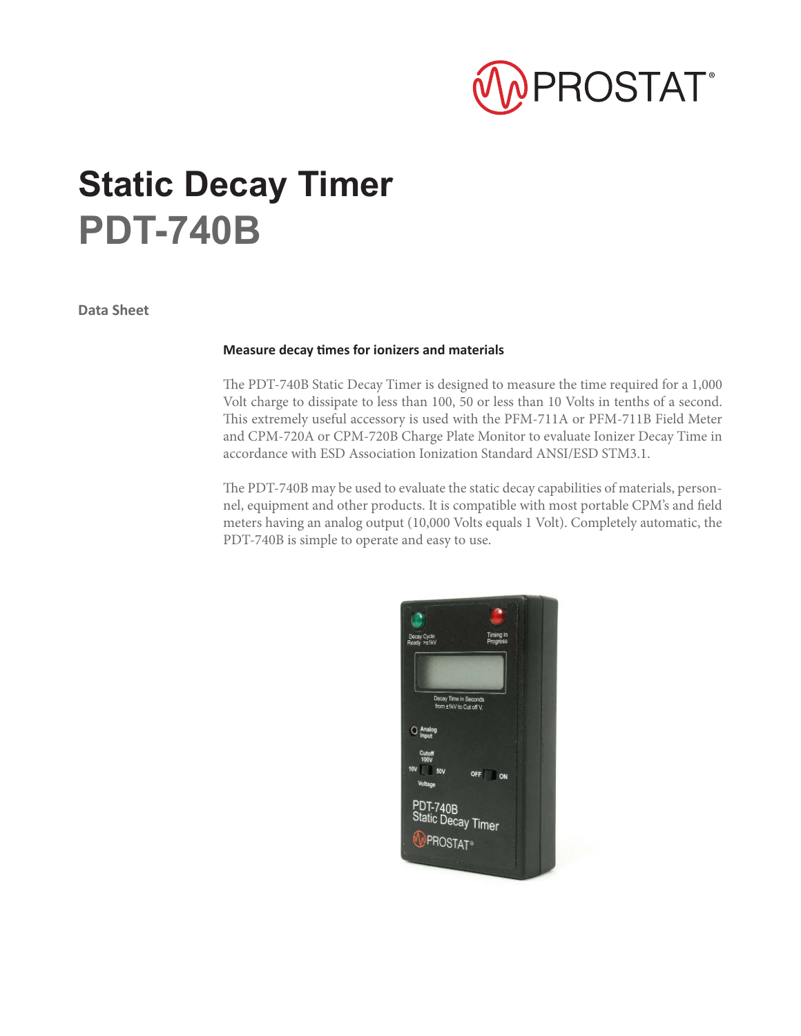# Static Decay Timer
# PDT-740B

**Data Sheet**

### Measure decay times for ionizers and materials

The PDT-740B Static Decay Timer is designed to measure the time required for a 1,000 Volt charge to dissipate to less than 100, 50 or less than 10 Volts in tenths of a second. This extremely useful accessory is used with the PFM-711A or PFM-711B Field Meter and CPM-720A or CPM-720B Charge Plate Monitor to evaluate Ionizer Decay Time in accordance with ESD Association Ionization Standard ANSI/ESD STM3.1.

The PDT-740B may be used to evaluate the static decay capabilities of materials, personnel, equipment and other products. It is compatible with most portable CPM's and field meters having an analog output (10,000 Volts equals 1 Volt). Completely automatic, the PDT-740B is simple to operate and easy to use.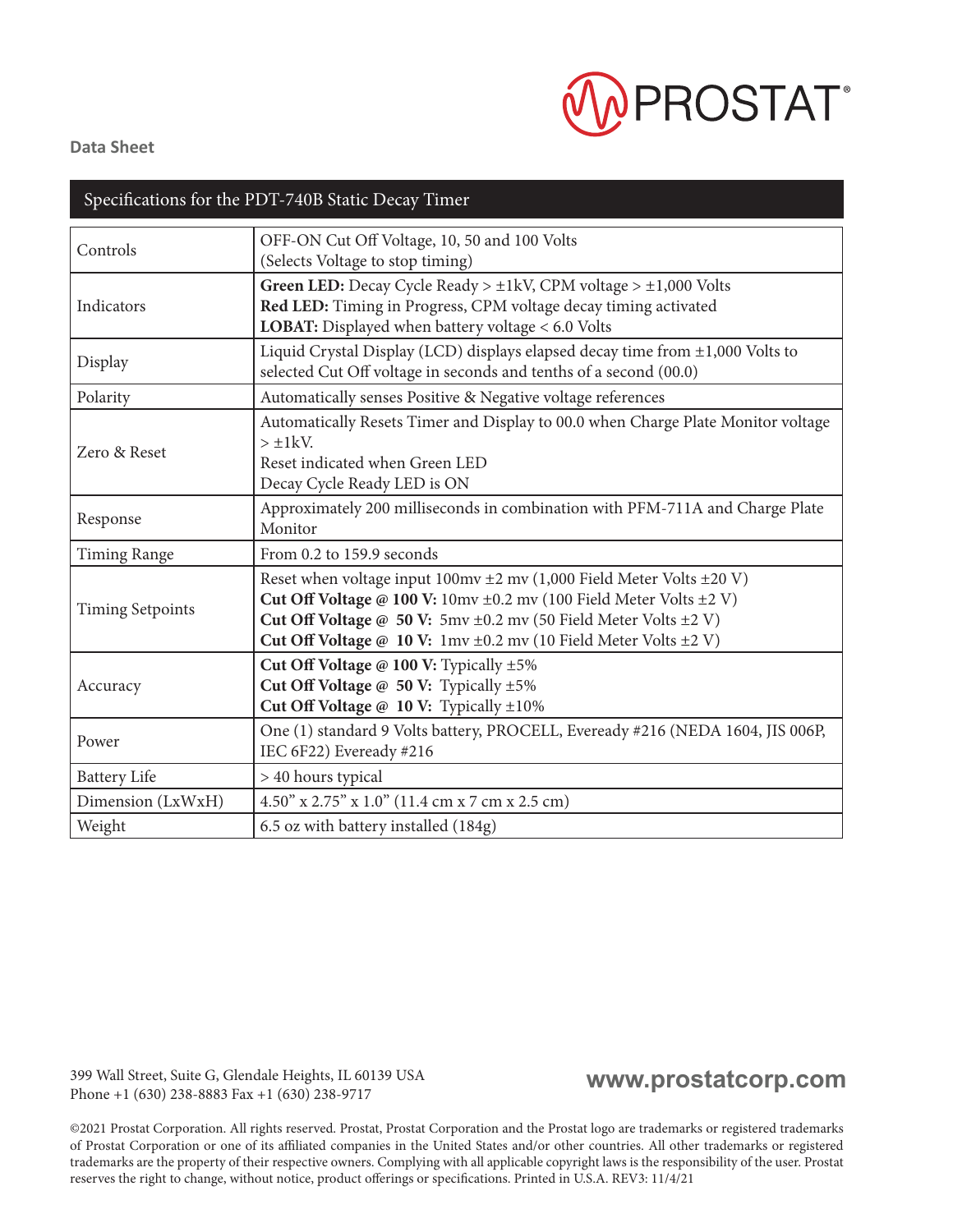**Data Sheet**

## Specifications for the PDT-740B Static Decay Timer

| | |
|---|---|
| Controls | OFF-ON Cut Off Voltage, 10, 50 and 100 Volts<br>(Selects Voltage to stop timing) |
| Indicators | **Green LED:** Decay Cycle Ready > ±1kV, CPM voltage > ±1,000 Volts<br>**Red LED:** Timing in Progress, CPM voltage decay timing activated<br>**LOBAT:** Displayed when battery voltage < 6.0 Volts |
| Display | Liquid Crystal Display (LCD) displays elapsed decay time from ±1,000 Volts to selected Cut Off voltage in seconds and tenths of a second (00.0) |
| Polarity | Automatically senses Positive & Negative voltage references |
| Zero & Reset | Automatically Resets Timer and Display to 00.0 when Charge Plate Monitor voltage > ±1kV.<br>Reset indicated when Green LED<br>Decay Cycle Ready LED is ON |
| Response | Approximately 200 milliseconds in combination with PFM-711A and Charge Plate Monitor |
| Timing Range | From 0.2 to 159.9 seconds |
| Timing Setpoints | Reset when voltage input 100mv ±2 mv (1,000 Field Meter Volts ±20 V)<br>**Cut Off Voltage @ 100 V:** 10mv ±0.2 mv (100 Field Meter Volts ±2 V)<br>**Cut Off Voltage @ 50 V:** 5mv ±0.2 mv (50 Field Meter Volts ±2 V)<br>**Cut Off Voltage @ 10 V:** 1mv ±0.2 mv (10 Field Meter Volts ±2 V) |
| Accuracy | **Cut Off Voltage @ 100 V:** Typically ±5%<br>**Cut Off Voltage @ 50 V:** Typically ±5%<br>**Cut Off Voltage @ 10 V:** Typically ±10% |
| Power | One (1) standard 9 Volts battery, PROCELL, Eveready #216 (NEDA 1604, JIS 006P, IEC 6F22) Eveready #216 |
| Battery Life | > 40 hours typical |
| Dimension (LxWxH) | 4.50" x 2.75" x 1.0" (11.4 cm x 7 cm x 2.5 cm) |
| Weight | 6.5 oz with battery installed (184g) |

399 Wall Street, Suite G, Glendale Heights, IL 60139 USA
Phone +1 (630) 238-8883 Fax +1 (630) 238-9717

**www.prostatcorp.com**

©2021 Prostat Corporation. All rights reserved. Prostat, Prostat Corporation and the Prostat logo are trademarks or registered trademarks of Prostat Corporation or one of its affiliated companies in the United States and/or other countries. All other trademarks or registered trademarks are the property of their respective owners. Complying with all applicable copyright laws is the responsibility of the user. Prostat reserves the right to change, without notice, product offerings or specifications. Printed in U.S.A. REV3: 11/4/21